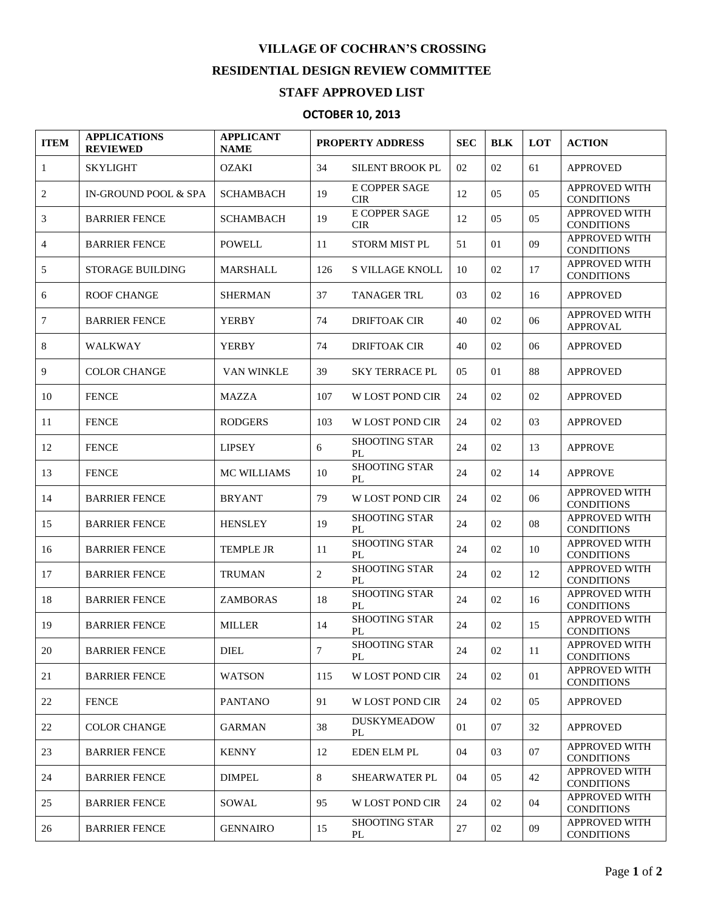# VILLAGE OF COCHRAN'S CROSSING

## RESIDENTIAL DESIGN REVIEW COMMITTEE

## STAFF APPROVED LIST

### OCTOBER 10, 2013

| ITEM | APPLICATIONS REVIEWED | APPLICANT NAME | PROPERTY ADDRESS | | SEC | BLK | LOT | ACTION |
|---|---|---|---|---|---|---|---|---|
| 1 | SKYLIGHT | OZAKI | 34 | SILENT BROOK PL | 02 | 02 | 61 | APPROVED |
| 2 | IN-GROUND POOL & SPA | SCHAMBACH | 19 | E COPPER SAGE CIR | 12 | 05 | 05 | APPROVED WITH CONDITIONS |
| 3 | BARRIER FENCE | SCHAMBACH | 19 | E COPPER SAGE CIR | 12 | 05 | 05 | APPROVED WITH CONDITIONS |
| 4 | BARRIER FENCE | POWELL | 11 | STORM MIST PL | 51 | 01 | 09 | APPROVED WITH CONDITIONS |
| 5 | STORAGE BUILDING | MARSHALL | 126 | S VILLAGE KNOLL | 10 | 02 | 17 | APPROVED WITH CONDITIONS |
| 6 | ROOF CHANGE | SHERMAN | 37 | TANAGER TRL | 03 | 02 | 16 | APPROVED |
| 7 | BARRIER FENCE | YERBY | 74 | DRIFTOAK CIR | 40 | 02 | 06 | APPROVED WITH APPROVAL |
| 8 | WALKWAY | YERBY | 74 | DRIFTOAK CIR | 40 | 02 | 06 | APPROVED |
| 9 | COLOR CHANGE | VAN WINKLE | 39 | SKY TERRACE PL | 05 | 01 | 88 | APPROVED |
| 10 | FENCE | MAZZA | 107 | W LOST POND CIR | 24 | 02 | 02 | APPROVED |
| 11 | FENCE | RODGERS | 103 | W LOST POND CIR | 24 | 02 | 03 | APPROVED |
| 12 | FENCE | LIPSEY | 6 | SHOOTING STAR PL | 24 | 02 | 13 | APPROVE |
| 13 | FENCE | MC WILLIAMS | 10 | SHOOTING STAR PL | 24 | 02 | 14 | APPROVE |
| 14 | BARRIER FENCE | BRYANT | 79 | W LOST POND CIR | 24 | 02 | 06 | APPROVED WITH CONDITIONS |
| 15 | BARRIER FENCE | HENSLEY | 19 | SHOOTING STAR PL | 24 | 02 | 08 | APPROVED WITH CONDITIONS |
| 16 | BARRIER FENCE | TEMPLE JR | 11 | SHOOTING STAR PL | 24 | 02 | 10 | APPROVED WITH CONDITIONS |
| 17 | BARRIER FENCE | TRUMAN | 2 | SHOOTING STAR PL | 24 | 02 | 12 | APPROVED WITH CONDITIONS |
| 18 | BARRIER FENCE | ZAMBORAS | 18 | SHOOTING STAR PL | 24 | 02 | 16 | APPROVED WITH CONDITIONS |
| 19 | BARRIER FENCE | MILLER | 14 | SHOOTING STAR PL | 24 | 02 | 15 | APPROVED WITH CONDITIONS |
| 20 | BARRIER FENCE | DIEL | 7 | SHOOTING STAR PL | 24 | 02 | 11 | APPROVED WITH CONDITIONS |
| 21 | BARRIER FENCE | WATSON | 115 | W LOST POND CIR | 24 | 02 | 01 | APPROVED WITH CONDITIONS |
| 22 | FENCE | PANTANO | 91 | W LOST POND CIR | 24 | 02 | 05 | APPROVED |
| 22 | COLOR CHANGE | GARMAN | 38 | DUSKYMEADOW PL | 01 | 07 | 32 | APPROVED |
| 23 | BARRIER FENCE | KENNY | 12 | EDEN ELM PL | 04 | 03 | 07 | APPROVED WITH CONDITIONS |
| 24 | BARRIER FENCE | DIMPEL | 8 | SHEARWATER PL | 04 | 05 | 42 | APPROVED WITH CONDITIONS |
| 25 | BARRIER FENCE | SOWAL | 95 | W LOST POND CIR | 24 | 02 | 04 | APPROVED WITH CONDITIONS |
| 26 | BARRIER FENCE | GENNAIRO | 15 | SHOOTING STAR PL | 27 | 02 | 09 | APPROVED WITH CONDITIONS |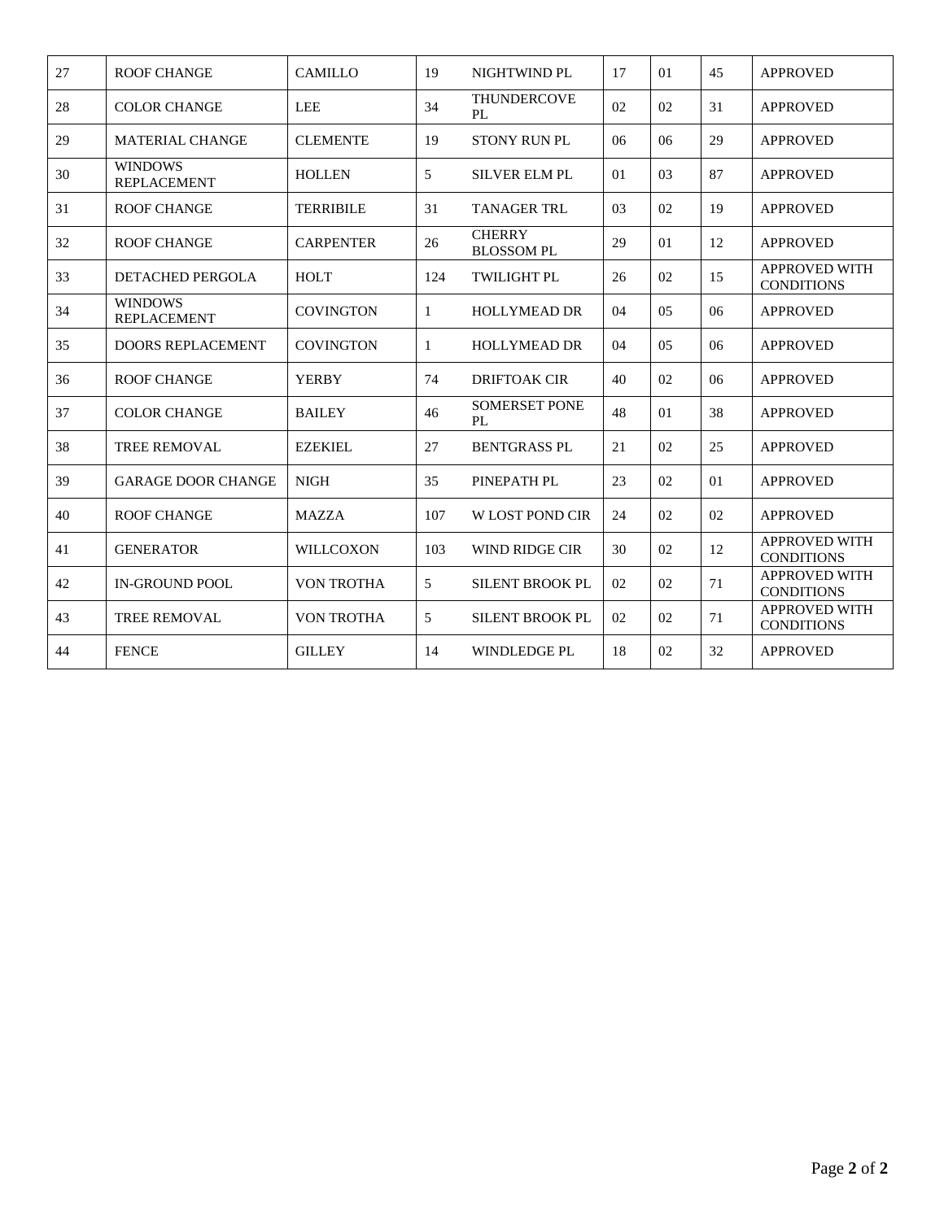| | | | | | | | | |
|---|---|---|---|---|---|---|---|---|
| 27 | ROOF CHANGE | CAMILLO | 19 | NIGHTWIND PL | 17 | 01 | 45 | APPROVED |
| 28 | COLOR CHANGE | LEE | 34 | THUNDERCOVE PL | 02 | 02 | 31 | APPROVED |
| 29 | MATERIAL CHANGE | CLEMENTE | 19 | STONY RUN PL | 06 | 06 | 29 | APPROVED |
| 30 | WINDOWS REPLACEMENT | HOLLEN | 5 | SILVER ELM PL | 01 | 03 | 87 | APPROVED |
| 31 | ROOF CHANGE | TERRIBILE | 31 | TANAGER TRL | 03 | 02 | 19 | APPROVED |
| 32 | ROOF CHANGE | CARPENTER | 26 | CHERRY BLOSSOM PL | 29 | 01 | 12 | APPROVED |
| 33 | DETACHED PERGOLA | HOLT | 124 | TWILIGHT PL | 26 | 02 | 15 | APPROVED WITH CONDITIONS |
| 34 | WINDOWS REPLACEMENT | COVINGTON | 1 | HOLLYMEAD DR | 04 | 05 | 06 | APPROVED |
| 35 | DOORS REPLACEMENT | COVINGTON | 1 | HOLLYMEAD DR | 04 | 05 | 06 | APPROVED |
| 36 | ROOF CHANGE | YERBY | 74 | DRIFTOAK CIR | 40 | 02 | 06 | APPROVED |
| 37 | COLOR CHANGE | BAILEY | 46 | SOMERSET PONE PL | 48 | 01 | 38 | APPROVED |
| 38 | TREE REMOVAL | EZEKIEL | 27 | BENTGRASS PL | 21 | 02 | 25 | APPROVED |
| 39 | GARAGE DOOR CHANGE | NIGH | 35 | PINEPATH PL | 23 | 02 | 01 | APPROVED |
| 40 | ROOF CHANGE | MAZZA | 107 | W LOST POND CIR | 24 | 02 | 02 | APPROVED |
| 41 | GENERATOR | WILLCOXON | 103 | WIND RIDGE CIR | 30 | 02 | 12 | APPROVED WITH CONDITIONS |
| 42 | IN-GROUND POOL | VON TROTHA | 5 | SILENT BROOK PL | 02 | 02 | 71 | APPROVED WITH CONDITIONS |
| 43 | TREE REMOVAL | VON TROTHA | 5 | SILENT BROOK PL | 02 | 02 | 71 | APPROVED WITH CONDITIONS |
| 44 | FENCE | GILLEY | 14 | WINDLEDGE PL | 18 | 02 | 32 | APPROVED |